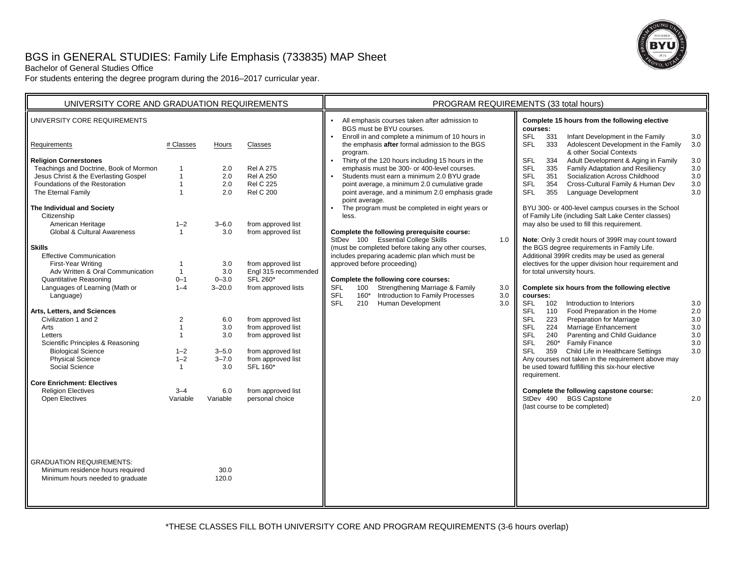# BGS in GENERAL STUDIES: Family Life Emphasis (733835) MAP Sheet

Bachelor of General Studies Office

For students entering the degree program during the 2016–2017 curricular year.

## UNIVERSITY CORE AND GRADUATION REQUIREMENTS

### UNIVERSITY CORE REQUIREMENTS

| Requirements | # Classes | Hours | Classes |
|---|---|---|---|
| **Religion Cornerstones** | | | |
| Teachings and Doctrine, Book of Mormon | 1 | 2.0 | Rel A 275 |
| Jesus Christ & the Everlasting Gospel | 1 | 2.0 | Rel A 250 |
| Foundations of the Restoration | 1 | 2.0 | Rel C 225 |
| The Eternal Family | 1 | 2.0 | Rel C 200 |
| **The Individual and Society** | | | |
| Citizenship | | | |
| American Heritage | 1–2 | 3–6.0 | from approved list |
| Global & Cultural Awareness | 1 | 3.0 | from approved list |
| **Skills** | | | |
| Effective Communication | | | |
| First-Year Writing | 1 | 3.0 | from approved list |
| Adv Written & Oral Communication | 1 | 3.0 | Engl 315 recommended |
| Quantitative Reasoning | 0–1 | 0–3.0 | SFL 260* |
| Languages of Learning (Math or Language) | 1–4 | 3–20.0 | from approved lists |
| **Arts, Letters, and Sciences** | | | |
| Civilization 1 and 2 | 2 | 6.0 | from approved list |
| Arts | 1 | 3.0 | from approved list |
| Letters | 1 | 3.0 | from approved list |
| Scientific Principles & Reasoning | | | |
| Biological Science | 1–2 | 3–5.0 | from approved list |
| Physical Science | 1–2 | 3–7.0 | from approved list |
| Social Science | 1 | 3.0 | SFL 160* |
| **Core Enrichment: Electives** | | | |
| Religion Electives | 3–4 | 6.0 | from approved list |
| Open Electives | Variable | Variable | personal choice |

GRADUATION REQUIREMENTS:

| | Hours |
|---|---|
| Minimum residence hours required | 30.0 |
| Minimum hours needed to graduate | 120.0 |

## PROGRAM REQUIREMENTS (33 total hours)

- All emphasis courses taken after admission to BGS must be BYU courses.
- Enroll in and complete a minimum of 10 hours in the emphasis **after** formal admission to the BGS program.
- Thirty of the 120 hours including 15 hours in the emphasis must be 300- or 400-level courses.
- Students must earn a minimum 2.0 BYU grade point average, a minimum 2.0 cumulative grade point average, and a minimum 2.0 emphasis grade point average.
- The program must be completed in eight years or less.

**Complete the following prerequisite course:**

StDev 100 Essential College Skills 1.0

(must be completed before taking any other courses, includes preparing academic plan which must be approved before proceeding)

**Complete the following core courses:**

| | | | |
|---|---|---|---|
| SFL | 100 | Strengthening Marriage & Family | 3.0 |
| SFL | 160* | Introduction to Family Processes | 3.0 |
| SFL | 210 | Human Development | 3.0 |

**Complete 15 hours from the following elective courses:**

| | | | |
|---|---|---|---|
| SFL | 331 | Infant Development in the Family | 3.0 |
| SFL | 333 | Adolescent Development in the Family & other Social Contexts | 3.0 |
| SFL | 334 | Adult Development & Aging in Family | 3.0 |
| SFL | 335 | Family Adaptation and Resiliency | 3.0 |
| SFL | 351 | Socialization Across Childhood | 3.0 |
| SFL | 354 | Cross-Cultural Family & Human Dev | 3.0 |
| SFL | 355 | Language Development | 3.0 |

BYU 300- or 400-level campus courses in the School of Family Life (including Salt Lake Center classes) may also be used to fill this requirement.

**Note**: Only 3 credit hours of 399R may count toward the BGS degree requirements in Family Life. Additional 399R credits may be used as general electives for the upper division hour requirement and for total university hours.

**Complete six hours from the following elective courses:**

| | | | |
|---|---|---|---|
| SFL | 102 | Introduction to Interiors | 3.0 |
| SFL | 110 | Food Preparation in the Home | 2.0 |
| SFL | 223 | Preparation for Marriage | 3.0 |
| SFL | 224 | Marriage Enhancement | 3.0 |
| SFL | 240 | Parenting and Child Guidance | 3.0 |
| SFL | 260* | Family Finance | 3.0 |
| SFL | 359 | Child Life in Healthcare Settings | 3.0 |

Any courses not taken in the requirement above may be used toward fulfilling this six-hour elective requirement.

**Complete the following capstone course:**

StDev 490 BGS Capstone 2.0

(last course to be completed)

*THESE CLASSES FILL BOTH UNIVERSITY CORE AND PROGRAM REQUIREMENTS (3-6 hours overlap)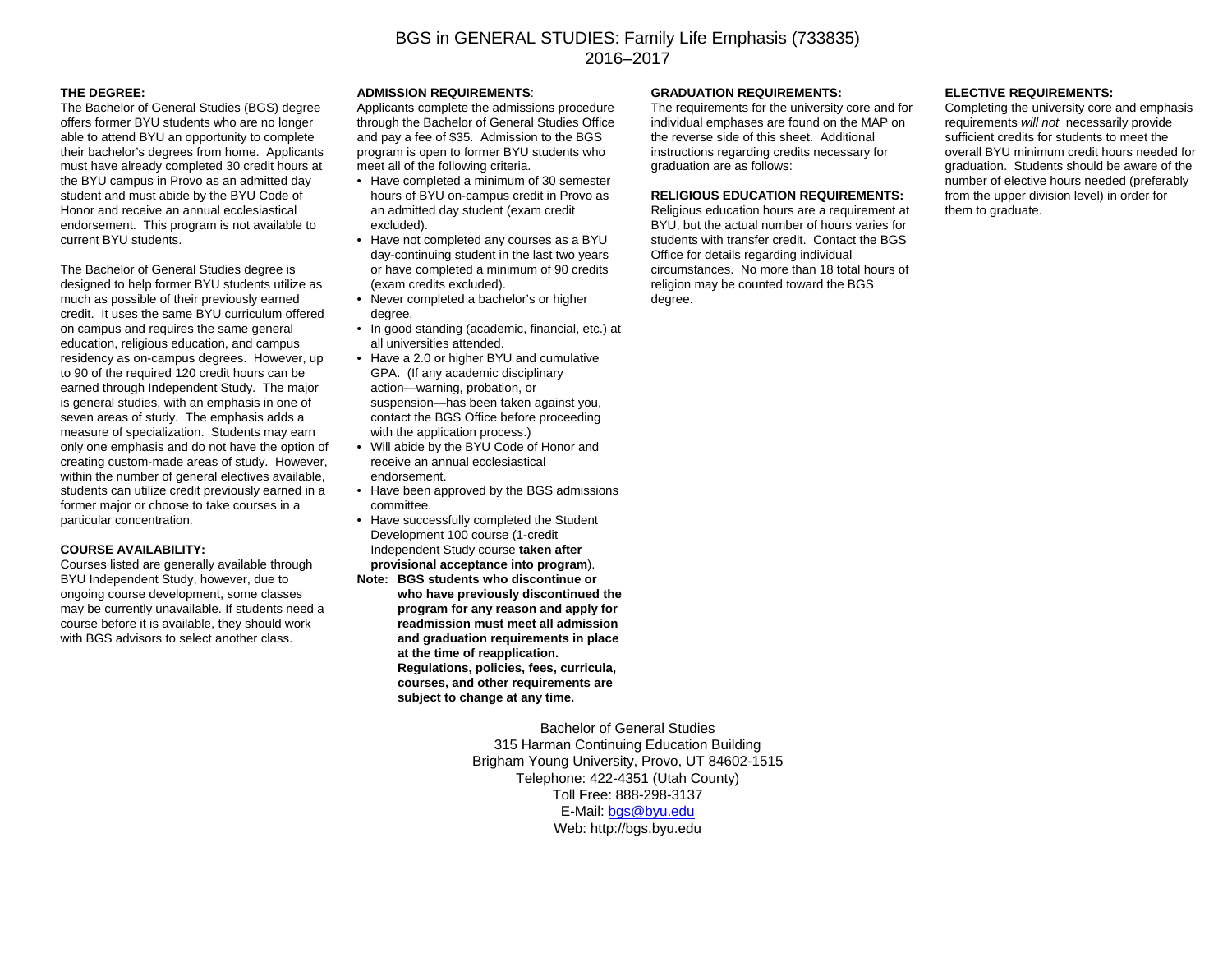# BGS in GENERAL STUDIES: Family Life Emphasis (733835)
# 2016–2017

**THE DEGREE:**
The Bachelor of General Studies (BGS) degree offers former BYU students who are no longer able to attend BYU an opportunity to complete their bachelor's degrees from home. Applicants must have already completed 30 credit hours at the BYU campus in Provo as an admitted day student and must abide by the BYU Code of Honor and receive an annual ecclesiastical endorsement. This program is not available to current BYU students.

The Bachelor of General Studies degree is designed to help former BYU students utilize as much as possible of their previously earned credit. It uses the same BYU curriculum offered on campus and requires the same general education, religious education, and campus residency as on-campus degrees. However, up to 90 of the required 120 credit hours can be earned through Independent Study. The major is general studies, with an emphasis in one of seven areas of study. The emphasis adds a measure of specialization. Students may earn only one emphasis and do not have the option of creating custom-made areas of study. However, within the number of general electives available, students can utilize credit previously earned in a former major or choose to take courses in a particular concentration.

**COURSE AVAILABILITY:**
Courses listed are generally available through BYU Independent Study, however, due to ongoing course development, some classes may be currently unavailable. If students need a course before it is available, they should work with BGS advisors to select another class.

**ADMISSION REQUIREMENTS**:
Applicants complete the admissions procedure through the Bachelor of General Studies Office and pay a fee of $35. Admission to the BGS program is open to former BYU students who meet all of the following criteria.

- Have completed a minimum of 30 semester hours of BYU on-campus credit in Provo as an admitted day student (exam credit excluded).
- Have not completed any courses as a BYU day-continuing student in the last two years or have completed a minimum of 90 credits (exam credits excluded).
- Never completed a bachelor's or higher degree.
- In good standing (academic, financial, etc.) at all universities attended.
- Have a 2.0 or higher BYU and cumulative GPA. (If any academic disciplinary action—warning, probation, or suspension—has been taken against you, contact the BGS Office before proceeding with the application process.)
- Will abide by the BYU Code of Honor and receive an annual ecclesiastical endorsement.
- Have been approved by the BGS admissions committee.
- Have successfully completed the Student Development 100 course (1-credit Independent Study course **taken after provisional acceptance into program**).

**Note: BGS students who discontinue or who have previously discontinued the program for any reason and apply for readmission must meet all admission and graduation requirements in place at the time of reapplication. Regulations, policies, fees, curricula, courses, and other requirements are subject to change at any time.**

**GRADUATION REQUIREMENTS:**
The requirements for the university core and for individual emphases are found on the MAP on the reverse side of this sheet. Additional instructions regarding credits necessary for graduation are as follows:

**RELIGIOUS EDUCATION REQUIREMENTS:**
Religious education hours are a requirement at BYU, but the actual number of hours varies for students with transfer credit. Contact the BGS Office for details regarding individual circumstances. No more than 18 total hours of religion may be counted toward the BGS degree.

**ELECTIVE REQUIREMENTS:**
Completing the university core and emphasis requirements *will not* necessarily provide sufficient credits for students to meet the overall BYU minimum credit hours needed for graduation. Students should be aware of the number of elective hours needed (preferably from the upper division level) in order for them to graduate.

Bachelor of General Studies
315 Harman Continuing Education Building
Brigham Young University, Provo, UT 84602-1515
Telephone: 422-4351 (Utah County)
Toll Free: 888-298-3137
E-Mail: bgs@byu.edu
Web: http://bgs.byu.edu